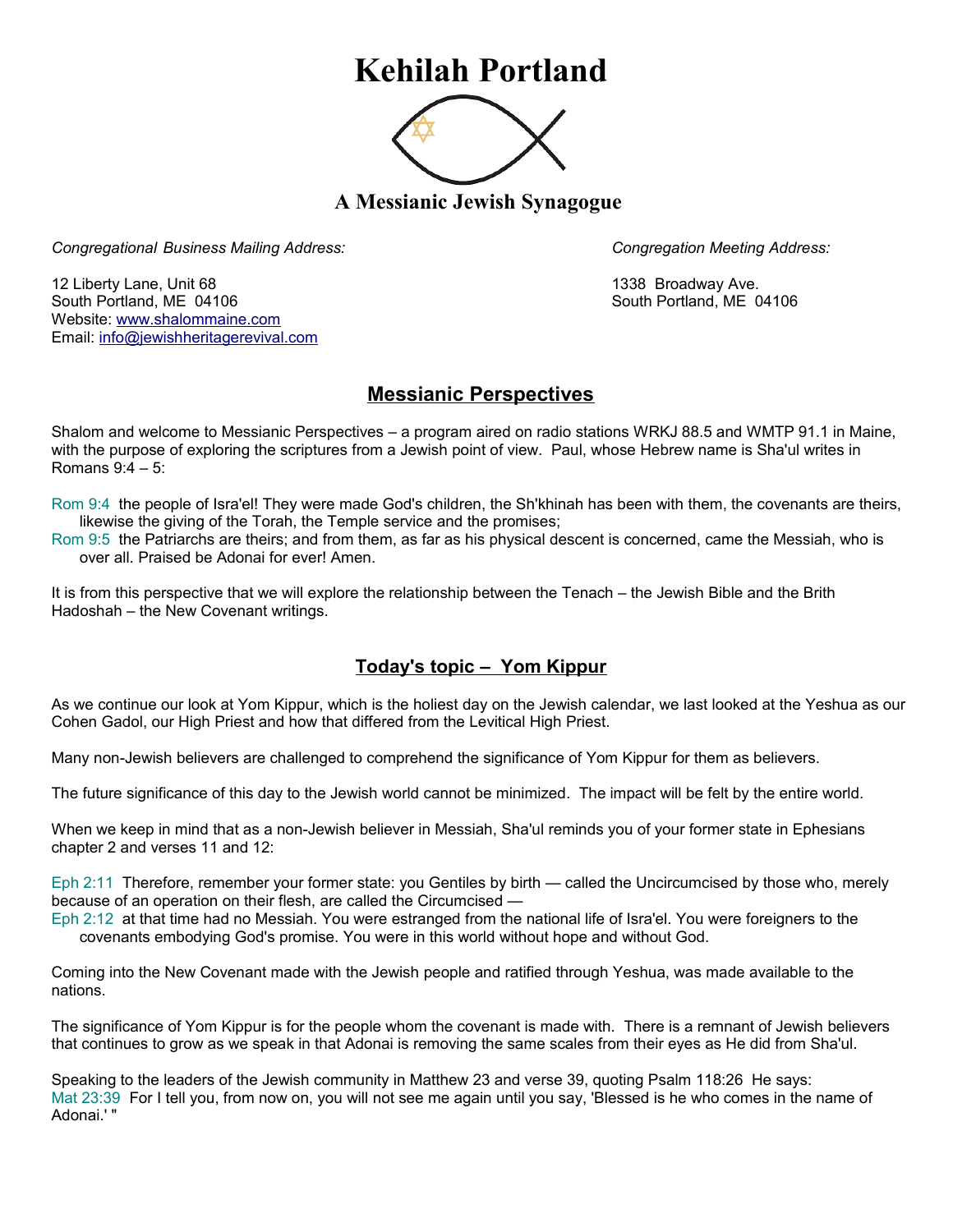# Kehilah Portland

## A Messianic Jewish Synagogue

*Congregational Business Mailing Address:*

12 Liberty Lane, Unit 68
South Portland, ME 04106
Website: www.shalommaine.com
Email: info@jewishheritagerevival.com

*Congregation Meeting Address:*

1338 Broadway Ave.
South Portland, ME 04106

## Messianic Perspectives

Shalom and welcome to Messianic Perspectives – a program aired on radio stations WRKJ 88.5 and WMTP 91.1 in Maine, with the purpose of exploring the scriptures from a Jewish point of view. Paul, whose Hebrew name is Sha'ul writes in Romans 9:4 – 5:

Rom 9:4 the people of Isra'el! They were made God's children, the Sh'khinah has been with them, the covenants are theirs, likewise the giving of the Torah, the Temple service and the promises;
Rom 9:5 the Patriarchs are theirs; and from them, as far as his physical descent is concerned, came the Messiah, who is over all. Praised be Adonai for ever! Amen.

It is from this perspective that we will explore the relationship between the Tenach – the Jewish Bible and the Brith Hadoshah – the New Covenant writings.

## Today's topic – Yom Kippur

As we continue our look at Yom Kippur, which is the holiest day on the Jewish calendar, we last looked at the Yeshua as our Cohen Gadol, our High Priest and how that differed from the Levitical High Priest.

Many non-Jewish believers are challenged to comprehend the significance of Yom Kippur for them as believers.

The future significance of this day to the Jewish world cannot be minimized. The impact will be felt by the entire world.

When we keep in mind that as a non-Jewish believer in Messiah, Sha'ul reminds you of your former state in Ephesians chapter 2 and verses 11 and 12:

Eph 2:11 Therefore, remember your former state: you Gentiles by birth — called the Uncircumcised by those who, merely because of an operation on their flesh, are called the Circumcised —
Eph 2:12 at that time had no Messiah. You were estranged from the national life of Isra'el. You were foreigners to the covenants embodying God's promise. You were in this world without hope and without God.

Coming into the New Covenant made with the Jewish people and ratified through Yeshua, was made available to the nations.

The significance of Yom Kippur is for the people whom the covenant is made with. There is a remnant of Jewish believers that continues to grow as we speak in that Adonai is removing the same scales from their eyes as He did from Sha'ul.

Speaking to the leaders of the Jewish community in Matthew 23 and verse 39, quoting Psalm 118:26 He says:
Mat 23:39 For I tell you, from now on, you will not see me again until you say, 'Blessed is he who comes in the name of Adonai.' "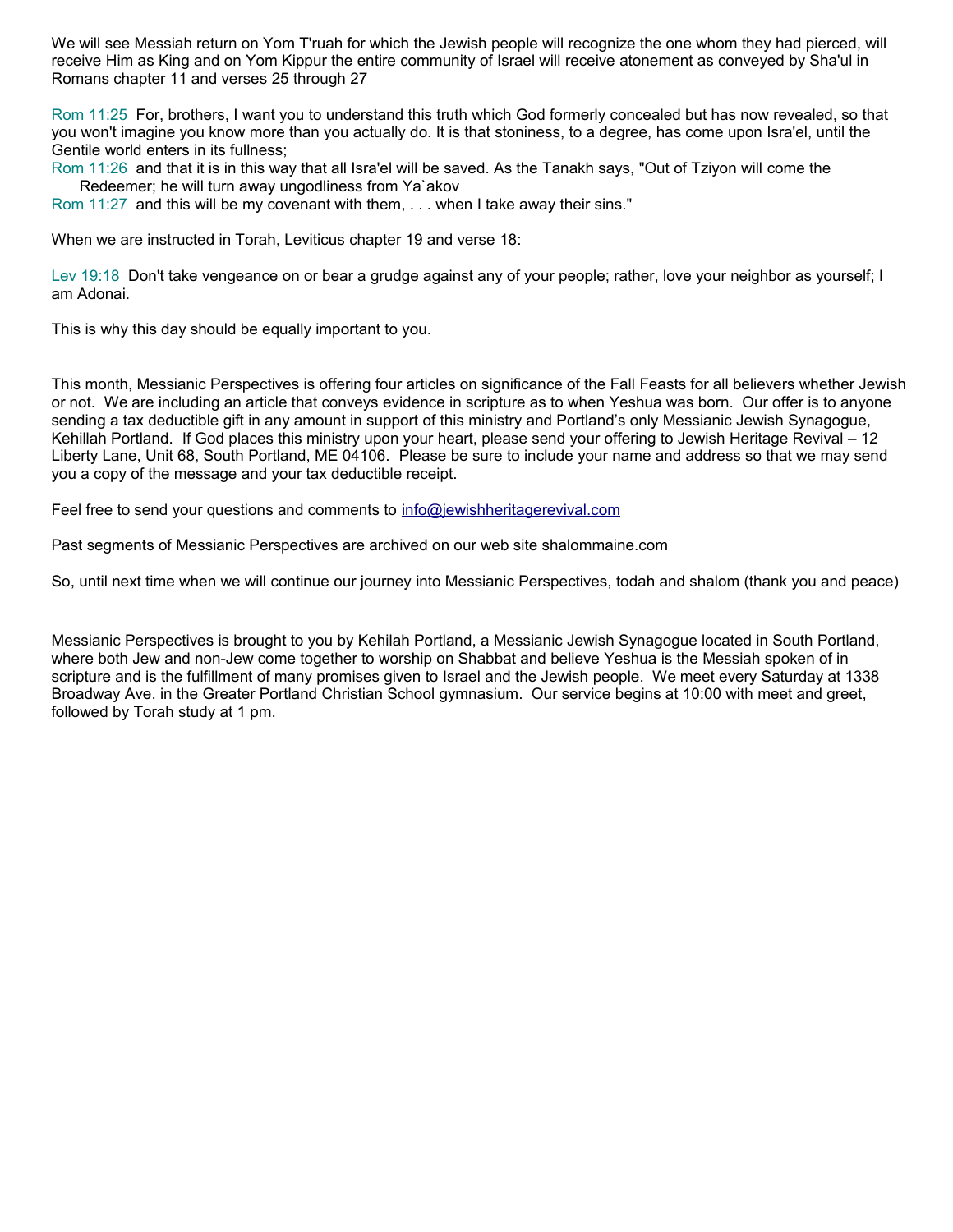We will see Messiah return on Yom T'ruah for which the Jewish people will recognize the one whom they had pierced, will receive Him as King and on Yom Kippur the entire community of Israel will receive atonement as conveyed by Sha'ul in Romans chapter 11 and verses 25 through 27

Rom 11:25  For, brothers, I want you to understand this truth which God formerly concealed but has now revealed, so that you won't imagine you know more than you actually do. It is that stoniness, to a degree, has come upon Isra'el, until the Gentile world enters in its fullness;
Rom 11:26  and that it is in this way that all Isra'el will be saved. As the Tanakh says, "Out of Tziyon will come the Redeemer; he will turn away ungodliness from Ya`akov
Rom 11:27  and this will be my covenant with them, . . . when I take away their sins."

When we are instructed in Torah, Leviticus chapter 19 and verse 18:

Lev 19:18  Don't take vengeance on or bear a grudge against any of your people; rather, love your neighbor as yourself; I am Adonai.

This is why this day should be equally important to you.

This month, Messianic Perspectives is offering four articles on significance of the Fall Feasts for all believers whether Jewish or not.  We are including an article that conveys evidence in scripture as to when Yeshua was born.  Our offer is to anyone sending a tax deductible gift in any amount in support of this ministry and Portland's only Messianic Jewish Synagogue, Kehillah Portland.  If God places this ministry upon your heart, please send your offering to Jewish Heritage Revival – 12 Liberty Lane, Unit 68, South Portland, ME 04106.  Please be sure to include your name and address so that we may send you a copy of the message and your tax deductible receipt.

Feel free to send your questions and comments to info@jewishheritagerevival.com

Past segments of Messianic Perspectives are archived on our web site shalommaine.com

So, until next time when we will continue our journey into Messianic Perspectives, todah and shalom (thank you and peace)

Messianic Perspectives is brought to you by Kehilah Portland, a Messianic Jewish Synagogue located in South Portland, where both Jew and non-Jew come together to worship on Shabbat and believe Yeshua is the Messiah spoken of in scripture and is the fulfillment of many promises given to Israel and the Jewish people.  We meet every Saturday at 1338 Broadway Ave. in the Greater Portland Christian School gymnasium.  Our service begins at 10:00 with meet and greet, followed by Torah study at 1 pm.